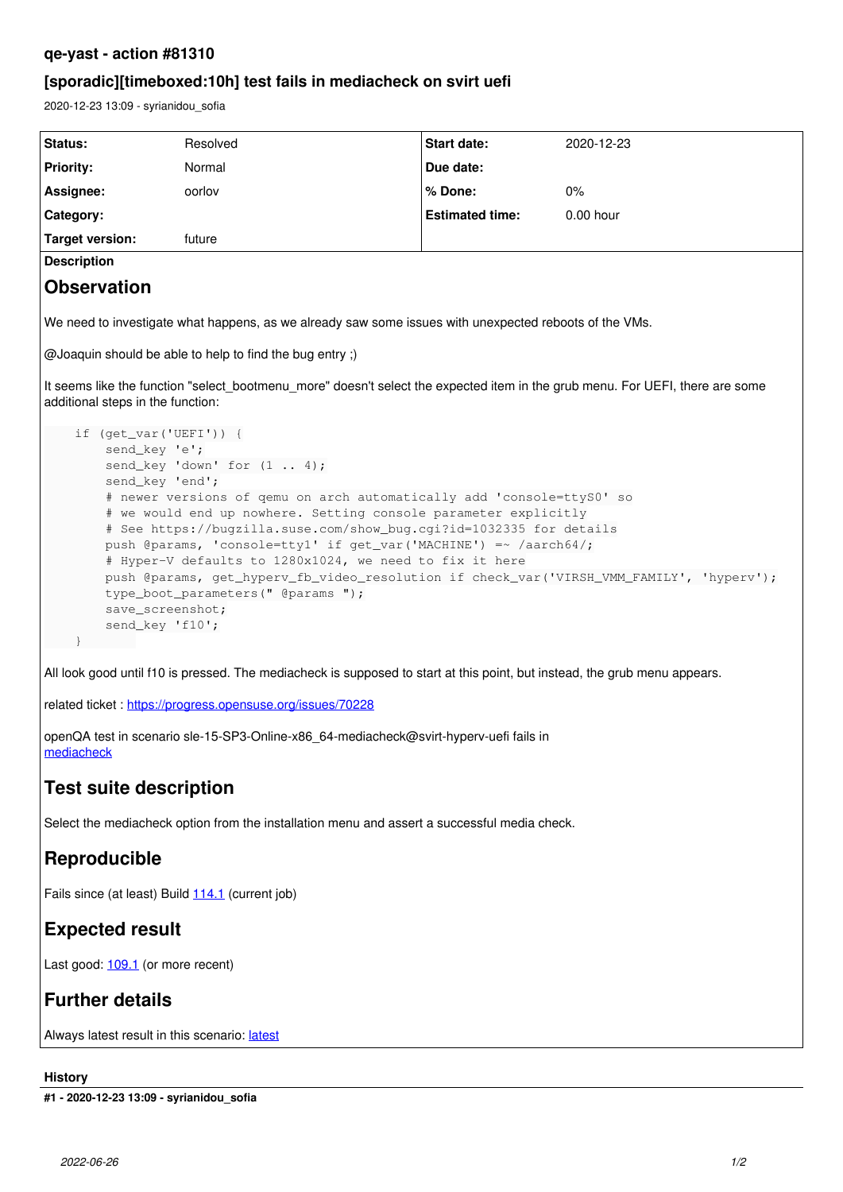# qe-yast - action #81310

## [sporadic][timeboxed:10h] test fails in mediacheck on svirt uefi

2020-12-23 13:09 - syrianidou_sofia

| | | | |
|---|---|---|---|
| **Status:** | Resolved | **Start date:** | 2020-12-23 |
| **Priority:** | Normal | **Due date:** | |
| **Assignee:** | oorlov | **% Done:** | 0% |
| **Category:** | | **Estimated time:** | 0.00 hour |
| **Target version:** | future | | |

**Description**

# Observation

We need to investigate what happens, as we already saw some issues with unexpected reboots of the VMs.

@Joaquin should be able to help to find the bug entry ;)

It seems like the function "select_bootmenu_more" doesn't select the expected item in the grub menu. For UEFI, there are some additional steps in the function:

```
    if (get_var('UEFI')) {
        send_key 'e';
        send_key 'down' for (1 .. 4);
        send_key 'end';
        # newer versions of qemu on arch automatically add 'console=ttyS0' so
        # we would end up nowhere. Setting console parameter explicitly
        # See https://bugzilla.suse.com/show_bug.cgi?id=1032335 for details
        push @params, 'console=tty1' if get_var('MACHINE') =~ /aarch64/;
        # Hyper-V defaults to 1280x1024, we need to fix it here
        push @params, get_hyperv_fb_video_resolution if check_var('VIRSH_VMM_FAMILY', 'hyperv');
        type_boot_parameters(" @params ");
        save_screenshot;
        send_key 'f10';
    }
```

All look good until f10 is pressed. The mediacheck is supposed to start at this point, but instead, the grub menu appears.

related ticket : https://progress.opensuse.org/issues/70228

openQA test in scenario sle-15-SP3-Online-x86_64-mediacheck@svirt-hyperv-uefi fails in
mediacheck

## Test suite description

Select the mediacheck option from the installation menu and assert a successful media check.

## Reproducible

Fails since (at least) Build 114.1 (current job)

## Expected result

Last good: 109.1 (or more recent)

## Further details

Always latest result in this scenario: latest

**History**

**#1 - 2020-12-23 13:09 - syrianidou_sofia**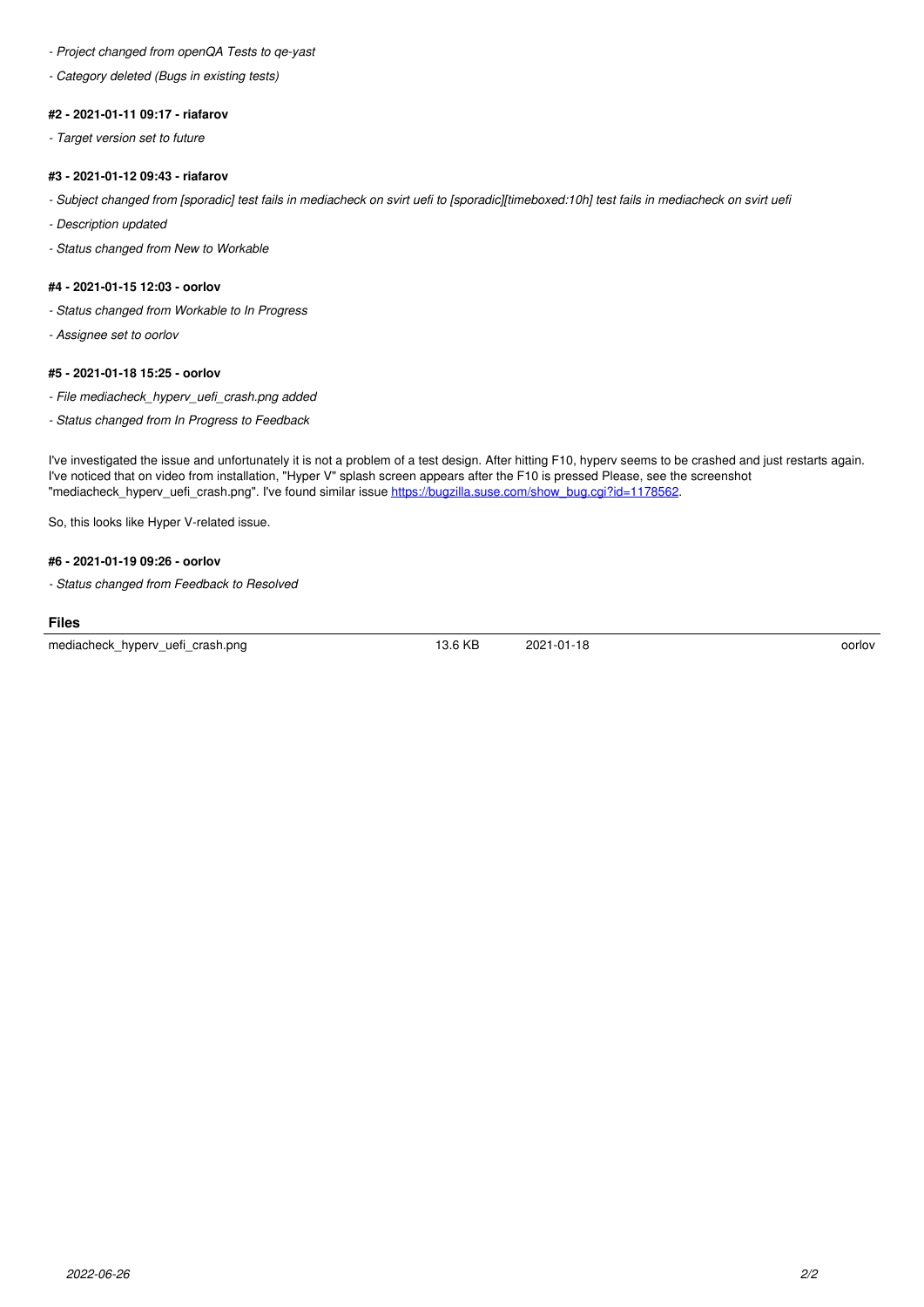- *Project changed from openQA Tests to qe-yast*

- *Category deleted (Bugs in existing tests)*

#### #2 - 2021-01-11 09:17 - riafarov

- *Target version set to future*

#### #3 - 2021-01-12 09:43 - riafarov

- *Subject changed from [sporadic] test fails in mediacheck on svirt uefi to [sporadic][timeboxed:10h] test fails in mediacheck on svirt uefi*

- *Description updated*

- *Status changed from New to Workable*

#### #4 - 2021-01-15 12:03 - oorlov

- *Status changed from Workable to In Progress*

- *Assignee set to oorlov*

#### #5 - 2021-01-18 15:25 - oorlov

- *File mediacheck_hyperv_uefi_crash.png added*

- *Status changed from In Progress to Feedback*

I've investigated the issue and unfortunately it is not a problem of a test design. After hitting F10, hyperv seems to be crashed and just restarts again. I've noticed that on video from installation, "Hyper V" splash screen appears after the F10 is pressed Please, see the screenshot "mediacheck_hyperv_uefi_crash.png". I've found similar issue https://bugzilla.suse.com/show_bug.cgi?id=1178562.

So, this looks like Hyper V-related issue.

#### #6 - 2021-01-19 09:26 - oorlov

- *Status changed from Feedback to Resolved*

### Files

| | | | |
|---|---|---|---|
| mediacheck_hyperv_uefi_crash.png | 13.6 KB | 2021-01-18 | oorlov |